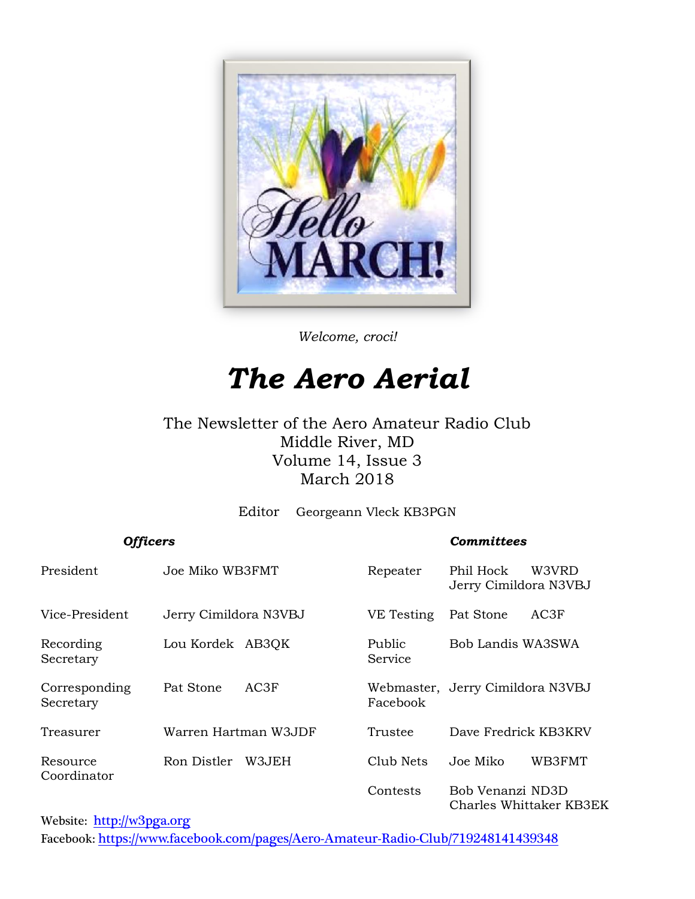*Welcome, croci!*

# *The Aero Aerial*

The Newsletter of the Aero Amateur Radio Club
Middle River, MD
Volume 14, Issue 3
March 2018

Editor Georgeann Vleck KB3PGN

| ***Officers*** | | ***Committees*** | |
|---|---|---|---|
| President | Joe Miko WB3FMT | Repeater | Phil Hock W3VRD<br>Jerry Cimildora N3VBJ |
| Vice-President | Jerry Cimildora N3VBJ | VE Testing | Pat Stone AC3F |
| Recording Secretary | Lou Kordek AB3QK | Public Service | Bob Landis WA3SWA |
| Corresponding Secretary | Pat Stone AC3F | Webmaster, Facebook | Jerry Cimildora N3VBJ |
| Treasurer | Warren Hartman W3JDF | Trustee | Dave Fredrick KB3KRV |
| Resource Coordinator | Ron Distler W3JEH | Club Nets | Joe Miko WB3FMT |
| | | Contests | Bob Venanzi ND3D<br>Charles Whittaker KB3EK |

Website: [http://w3pga.org](http://w3pga.org)
Facebook: [https://www.facebook.com/pages/Aero-Amateur-Radio-Club/719248141439348](https://www.facebook.com/pages/Aero-Amateur-Radio-Club/719248141439348)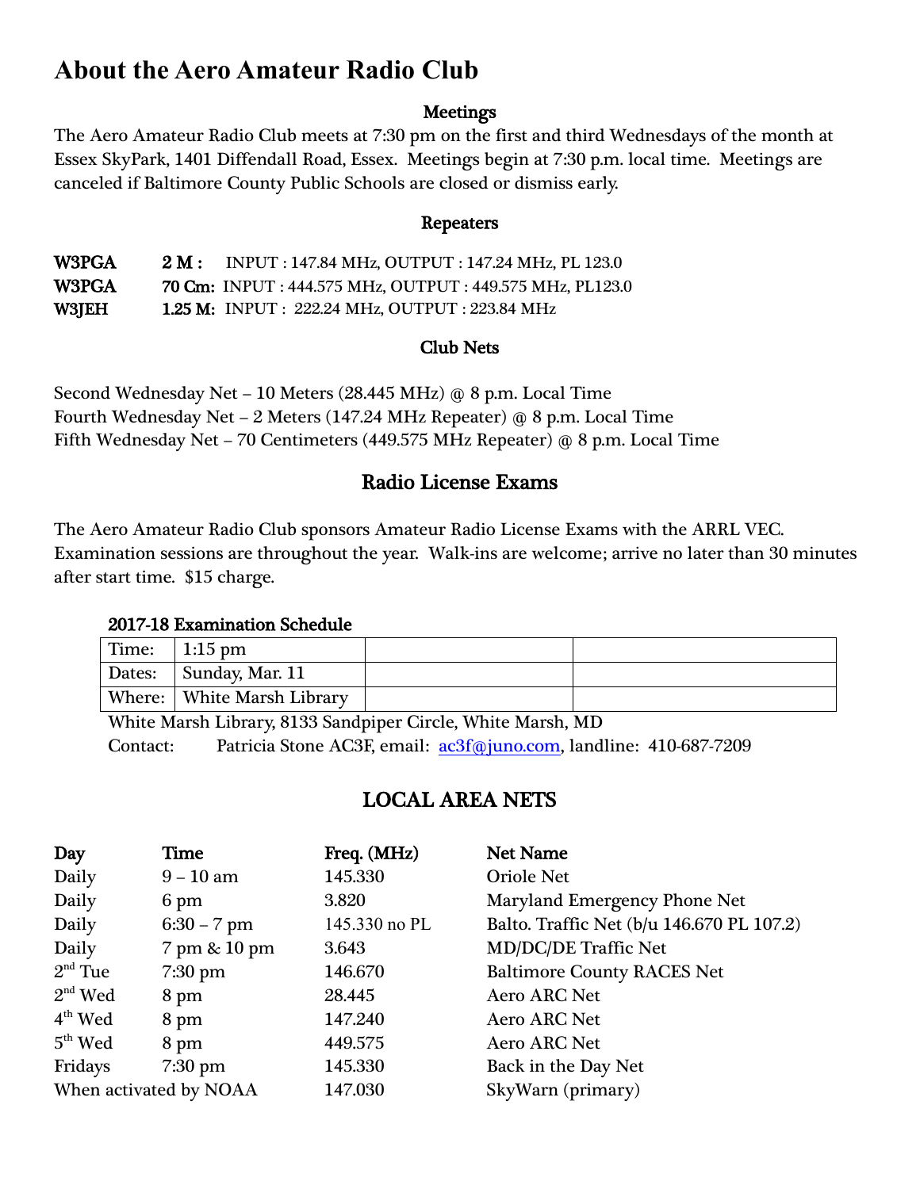# About the Aero Amateur Radio Club

### Meetings

The Aero Amateur Radio Club meets at 7:30 pm on the first and third Wednesdays of the month at Essex SkyPark, 1401 Diffendall Road, Essex. Meetings begin at 7:30 p.m. local time. Meetings are canceled if Baltimore County Public Schools are closed or dismiss early.

### Repeaters

| | | |
|---|---|---|
| **W3PGA** | **2 M :** | INPUT : 147.84 MHz, OUTPUT : 147.24 MHz, PL 123.0 |
| **W3PGA** | **70 Cm:** | INPUT : 444.575 MHz, OUTPUT : 449.575 MHz, PL123.0 |
| **W3JEH** | **1.25 M:** | INPUT : 222.24 MHz, OUTPUT : 223.84 MHz |

### Club Nets

Second Wednesday Net – 10 Meters (28.445 MHz) @ 8 p.m. Local Time
Fourth Wednesday Net – 2 Meters (147.24 MHz Repeater) @ 8 p.m. Local Time
Fifth Wednesday Net – 70 Centimeters (449.575 MHz Repeater) @ 8 p.m. Local Time

## Radio License Exams

The Aero Amateur Radio Club sponsors Amateur Radio License Exams with the ARRL VEC. Examination sessions are throughout the year. Walk-ins are welcome; arrive no later than 30 minutes after start time. $15 charge.

**2017-18 Examination Schedule**

| | | | |
|---|---|---|---|
| Time: | 1:15 pm | | |
| Dates: | Sunday, Mar. 11 | | |
| Where: | White Marsh Library | | |

White Marsh Library, 8133 Sandpiper Circle, White Marsh, MD
Contact: Patricia Stone AC3F, email: ac3f@juno.com, landline: 410-687-7209

## LOCAL AREA NETS

| Day | Time | Freq. (MHz) | Net Name |
|---|---|---|---|
| Daily | 9 – 10 am | 145.330 | Oriole Net |
| Daily | 6 pm | 3.820 | Maryland Emergency Phone Net |
| Daily | 6:30 – 7 pm | 145.330 no PL | Balto. Traffic Net (b/u 146.670 PL 107.2) |
| Daily | 7 pm & 10 pm | 3.643 | MD/DC/DE Traffic Net |
| 2nd Tue | 7:30 pm | 146.670 | Baltimore County RACES Net |
| 2nd Wed | 8 pm | 28.445 | Aero ARC Net |
| 4th Wed | 8 pm | 147.240 | Aero ARC Net |
| 5th Wed | 8 pm | 449.575 | Aero ARC Net |
| Fridays | 7:30 pm | 145.330 | Back in the Day Net |
| When activated by NOAA | | 147.030 | SkyWarn (primary) |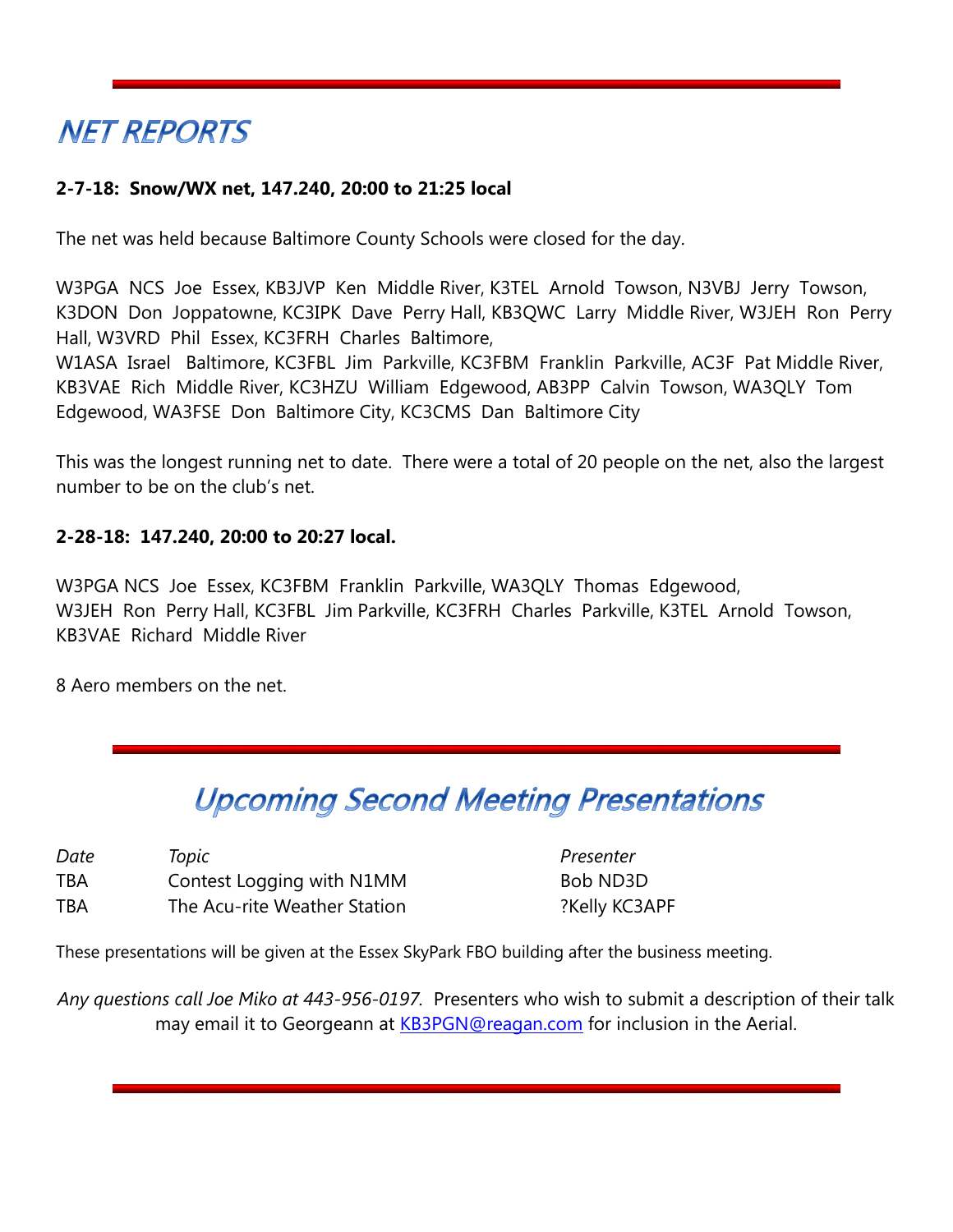# NET REPORTS

**2-7-18: Snow/WX net, 147.240, 20:00 to 21:25 local**

The net was held because Baltimore County Schools were closed for the day.

W3PGA NCS Joe Essex, KB3JVP Ken Middle River, K3TEL Arnold Towson, N3VBJ Jerry Towson, K3DON Don Joppatowne, KC3IPK Dave Perry Hall, KB3QWC Larry Middle River, W3JEH Ron Perry Hall, W3VRD Phil Essex, KC3FRH Charles Baltimore,
W1ASA Israel Baltimore, KC3FBL Jim Parkville, KC3FBM Franklin Parkville, AC3F Pat Middle River, KB3VAE Rich Middle River, KC3HZU William Edgewood, AB3PP Calvin Towson, WA3QLY Tom Edgewood, WA3FSE Don Baltimore City, KC3CMS Dan Baltimore City

This was the longest running net to date. There were a total of 20 people on the net, also the largest number to be on the club's net.

**2-28-18: 147.240, 20:00 to 20:27 local.**

W3PGA NCS Joe Essex, KC3FBM Franklin Parkville, WA3QLY Thomas Edgewood,
W3JEH Ron Perry Hall, KC3FBL Jim Parkville, KC3FRH Charles Parkville, K3TEL Arnold Towson,
KB3VAE Richard Middle River

8 Aero members on the net.

# Upcoming Second Meeting Presentations

| *Date* | *Topic* | *Presenter* |
|---|---|---|
| TBA | Contest Logging with N1MM | Bob ND3D |
| TBA | The Acu-rite Weather Station | ?Kelly KC3APF |

These presentations will be given at the Essex SkyPark FBO building after the business meeting.

*Any questions call Joe Miko at 443-956-0197.* Presenters who wish to submit a description of their talk may email it to Georgeann at KB3PGN@reagan.com for inclusion in the Aerial.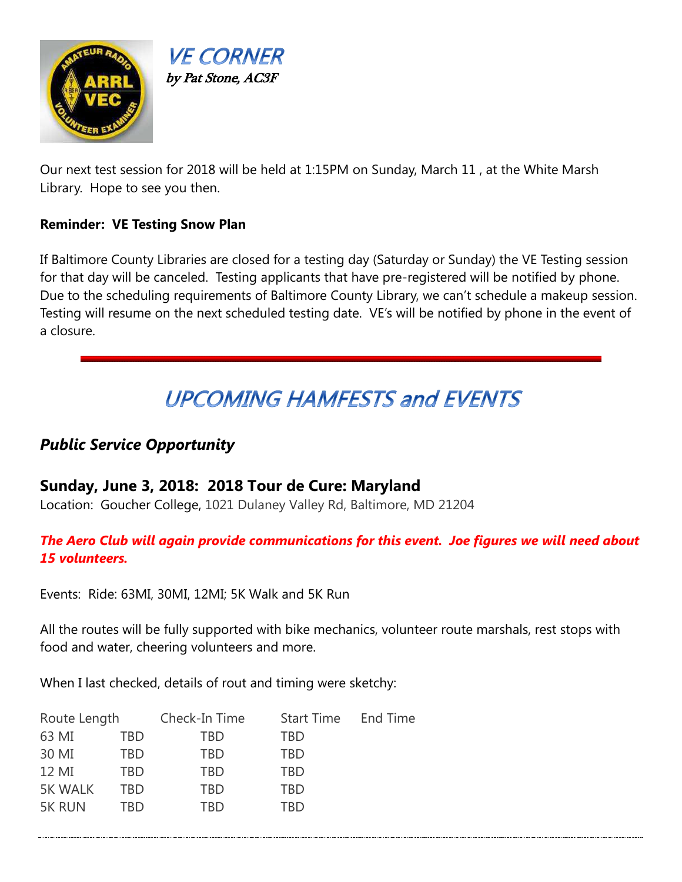## VE CORNER

*by Pat Stone, AC3F*

Our next test session for 2018 will be held at 1:15PM on Sunday, March 11 , at the White Marsh Library. Hope to see you then.

**Reminder: VE Testing Snow Plan**

If Baltimore County Libraries are closed for a testing day (Saturday or Sunday) the VE Testing session for that day will be canceled. Testing applicants that have pre-registered will be notified by phone. Due to the scheduling requirements of Baltimore County Library, we can't schedule a makeup session. Testing will resume on the next scheduled testing date. VE's will be notified by phone in the event of a closure.

---

# UPCOMING HAMFESTS and EVENTS

## *Public Service Opportunity*

### Sunday, June 3, 2018: 2018 Tour de Cure: Maryland

Location: Goucher College, 1021 Dulaney Valley Rd, Baltimore, MD 21204

***The Aero Club will again provide communications for this event. Joe figures we will need about 15 volunteers.***

Events: Ride: 63MI, 30MI, 12MI; 5K Walk and 5K Run

All the routes will be fully supported with bike mechanics, volunteer route marshals, rest stops with food and water, cheering volunteers and more.

When I last checked, details of rout and timing were sketchy:

| Route Length | Check-In Time | Start Time | End Time |
|---|---|---|---|
| 63 MI | TBD | TBD | TBD |
| 30 MI | TBD | TBD | TBD |
| 12 MI | TBD | TBD | TBD |
| 5K WALK | TBD | TBD | TBD |
| 5K RUN | TBD | TBD | TBD |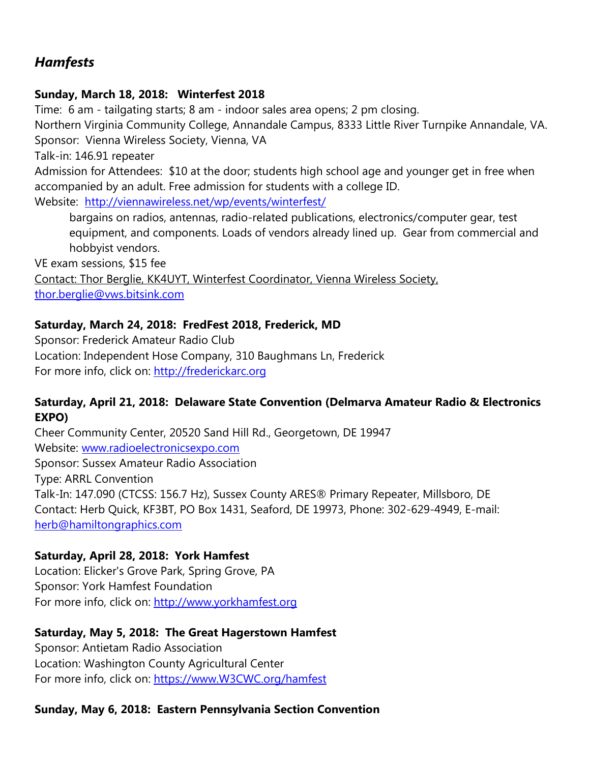## *Hamfests*

**Sunday, March 18, 2018: Winterfest 2018**

Time: 6 am - tailgating starts; 8 am - indoor sales area opens; 2 pm closing.
Northern Virginia Community College, Annandale Campus, 8333 Little River Turnpike Annandale, VA.
Sponsor: Vienna Wireless Society, Vienna, VA
Talk-in: 146.91 repeater
Admission for Attendees: $10 at the door; students high school age and younger get in free when accompanied by an adult. Free admission for students with a college ID.
Website: http://viennawireless.net/wp/events/winterfest/

> bargains on radios, antennas, radio-related publications, electronics/computer gear, test equipment, and components. Loads of vendors already lined up. Gear from commercial and hobbyist vendors.

VE exam sessions, $15 fee
Contact: Thor Berglie, KK4UYT, Winterfest Coordinator, Vienna Wireless Society, thor.berglie@vws.bitsink.com

**Saturday, March 24, 2018: FredFest 2018, Frederick, MD**

Sponsor: Frederick Amateur Radio Club
Location: Independent Hose Company, 310 Baughmans Ln, Frederick
For more info, click on: http://frederickarc.org

**Saturday, April 21, 2018: Delaware State Convention (Delmarva Amateur Radio & Electronics EXPO)**

Cheer Community Center, 20520 Sand Hill Rd., Georgetown, DE 19947
Website: www.radioelectronicsexpo.com
Sponsor: Sussex Amateur Radio Association
Type: ARRL Convention
Talk-In: 147.090 (CTCSS: 156.7 Hz), Sussex County ARES® Primary Repeater, Millsboro, DE
Contact: Herb Quick, KF3BT, PO Box 1431, Seaford, DE 19973, Phone: 302-629-4949, E-mail: herb@hamiltongraphics.com

**Saturday, April 28, 2018: York Hamfest**

Location: Elicker's Grove Park, Spring Grove, PA
Sponsor: York Hamfest Foundation
For more info, click on: http://www.yorkhamfest.org

**Saturday, May 5, 2018: The Great Hagerstown Hamfest**

Sponsor: Antietam Radio Association
Location: Washington County Agricultural Center
For more info, click on: https://www.W3CWC.org/hamfest

**Sunday, May 6, 2018: Eastern Pennsylvania Section Convention**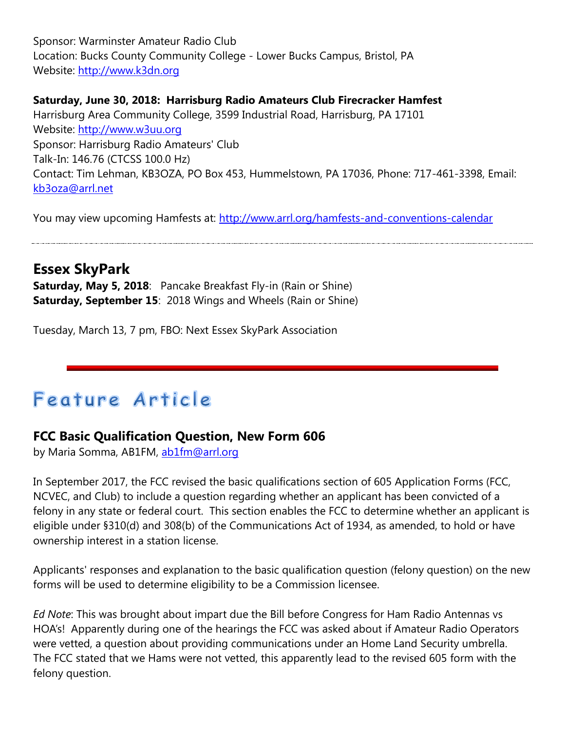Sponsor: Warminster Amateur Radio Club
Location: Bucks County Community College - Lower Bucks Campus, Bristol, PA
Website: http://www.k3dn.org

**Saturday, June 30, 2018: Harrisburg Radio Amateurs Club Firecracker Hamfest**
Harrisburg Area Community College, 3599 Industrial Road, Harrisburg, PA 17101
Website: http://www.w3uu.org
Sponsor: Harrisburg Radio Amateurs' Club
Talk-In: 146.76 (CTCSS 100.0 Hz)
Contact: Tim Lehman, KB3OZA, PO Box 453, Hummelstown, PA 17036, Phone: 717-461-3398, Email: kb3oza@arrl.net

You may view upcoming Hamfests at: http://www.arrl.org/hamfests-and-conventions-calendar

---

## Essex SkyPark

**Saturday, May 5, 2018**: Pancake Breakfast Fly-in (Rain or Shine)
**Saturday, September 15**: 2018 Wings and Wheels (Rain or Shine)

Tuesday, March 13, 7 pm, FBO: Next Essex SkyPark Association

---

# Feature Article

## FCC Basic Qualification Question, New Form 606

by Maria Somma, AB1FM, ab1fm@arrl.org

In September 2017, the FCC revised the basic qualifications section of 605 Application Forms (FCC, NCVEC, and Club) to include a question regarding whether an applicant has been convicted of a felony in any state or federal court. This section enables the FCC to determine whether an applicant is eligible under §310(d) and 308(b) of the Communications Act of 1934, as amended, to hold or have ownership interest in a station license.

Applicants' responses and explanation to the basic qualification question (felony question) on the new forms will be used to determine eligibility to be a Commission licensee.

*Ed Note*: This was brought about impart due the Bill before Congress for Ham Radio Antennas vs HOA's! Apparently during one of the hearings the FCC was asked about if Amateur Radio Operators were vetted, a question about providing communications under an Home Land Security umbrella. The FCC stated that we Hams were not vetted, this apparently lead to the revised 605 form with the felony question.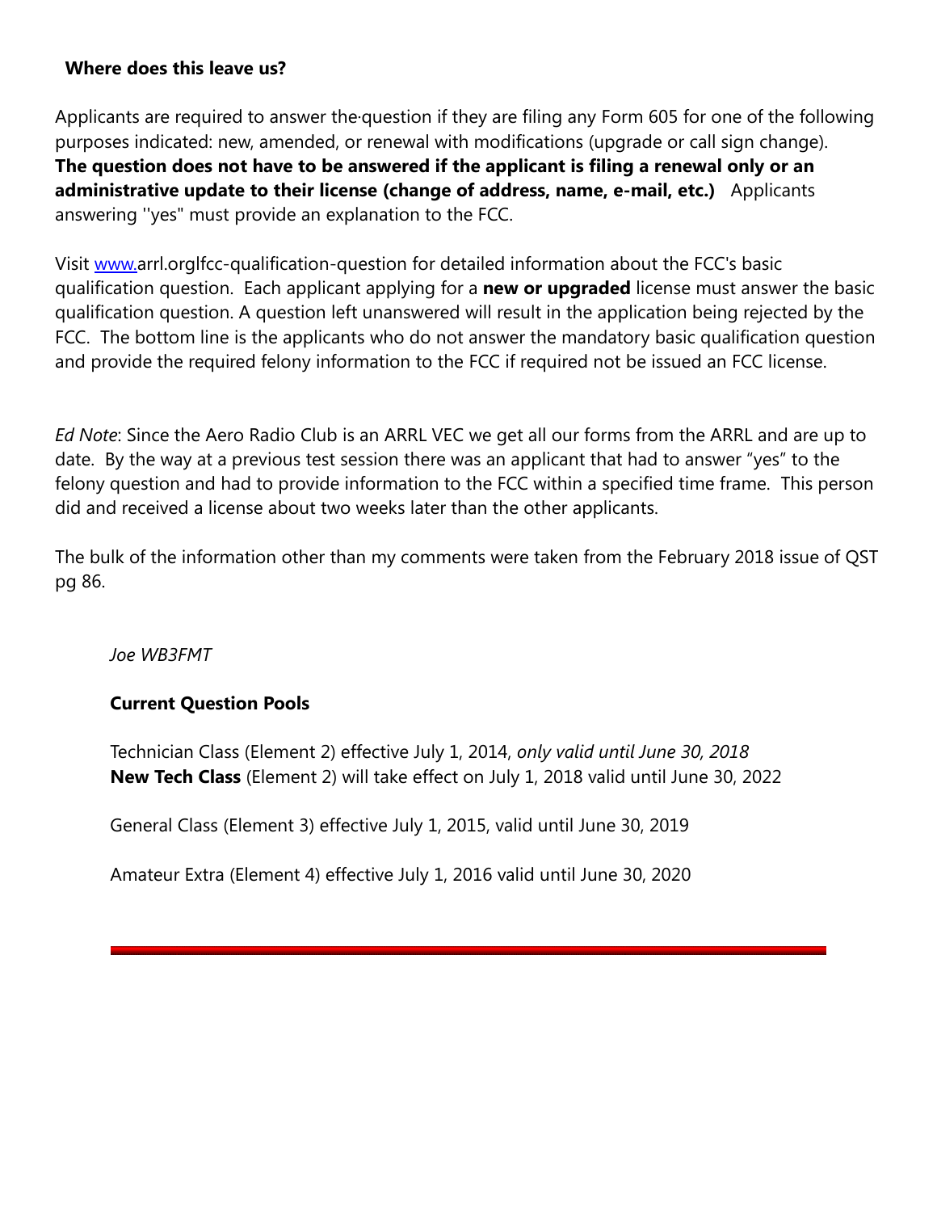**Where does this leave us?**

Applicants are required to answer the·question if they are filing any Form 605 for one of the following purposes indicated: new, amended, or renewal with modifications (upgrade or call sign change). **The question does not have to be answered if the applicant is filing a renewal only or an administrative update to their license (change of address, name, e-mail, etc.)** Applicants answering ''yes" must provide an explanation to the FCC.

Visit www.arrl.orglfcc-qualification-question for detailed information about the FCC's basic qualification question. Each applicant applying for a **new or upgraded** license must answer the basic qualification question. A question left unanswered will result in the application being rejected by the FCC. The bottom line is the applicants who do not answer the mandatory basic qualification question and provide the required felony information to the FCC if required not be issued an FCC license.

*Ed Note*: Since the Aero Radio Club is an ARRL VEC we get all our forms from the ARRL and are up to date. By the way at a previous test session there was an applicant that had to answer "yes" to the felony question and had to provide information to the FCC within a specified time frame. This person did and received a license about two weeks later than the other applicants.

The bulk of the information other than my comments were taken from the February 2018 issue of QST pg 86.

*Joe WB3FMT*

**Current Question Pools**

Technician Class (Element 2) effective July 1, 2014, *only valid until June 30, 2018*
**New Tech Class** (Element 2) will take effect on July 1, 2018 valid until June 30, 2022

General Class (Element 3) effective July 1, 2015, valid until June 30, 2019

Amateur Extra (Element 4) effective July 1, 2016 valid until June 30, 2020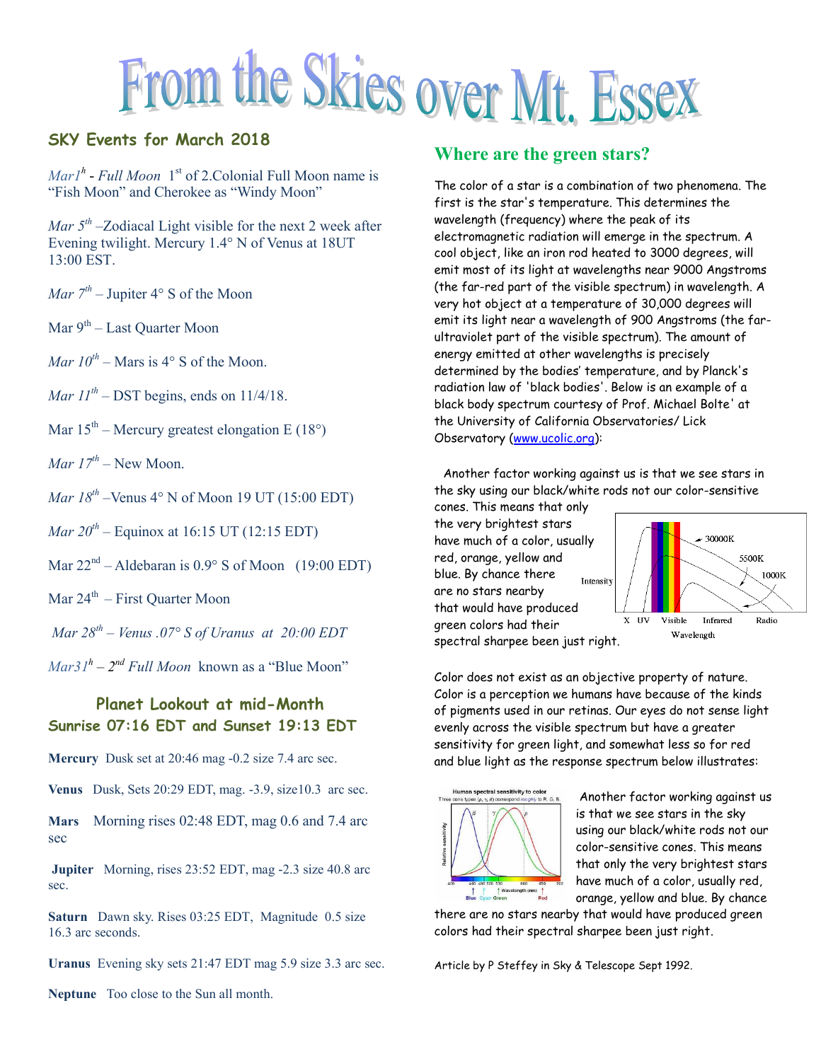# From the Skies over Mt. Essex

## SKY Events for March 2018

*Mar1h* - *Full Moon* 1st of 2.Colonial Full Moon name is "Fish Moon" and Cherokee as "Windy Moon"

*Mar 5th* –Zodiacal Light visible for the next 2 week after Evening twilight. Mercury 1.4° N of Venus at 18UT 13:00 EST.

*Mar 7th* – Jupiter 4° S of the Moon

Mar 9th – Last Quarter Moon

*Mar 10th* – Mars is 4° S of the Moon.

*Mar 11th* – DST begins, ends on 11/4/18.

Mar 15th – Mercury greatest elongation E (18°)

*Mar 17th* – New Moon.

*Mar 18th* –Venus 4° N of Moon 19 UT (15:00 EDT)

*Mar 20th* – Equinox at 16:15 UT (12:15 EDT)

Mar 22nd – Aldebaran is 0.9° S of Moon (19:00 EDT)

Mar 24th – First Quarter Moon

*Mar 28th – Venus .07° S of Uranus at 20:00 EDT*

*Mar31h* – *2nd Full Moon* known as a "Blue Moon"

### Planet Lookout at mid-Month
### Sunrise 07:16 EDT and Sunset 19:13 EDT

**Mercury** Dusk set at 20:46 mag -0.2 size 7.4 arc sec.

**Venus** Dusk, Sets 20:29 EDT, mag. -3.9, size10.3 arc sec.

**Mars** Morning rises 02:48 EDT, mag 0.6 and 7.4 arc sec

**Jupiter** Morning, rises 23:52 EDT, mag -2.3 size 40.8 arc sec.

**Saturn** Dawn sky. Rises 03:25 EDT, Magnitude 0.5 size 16.3 arc seconds.

**Uranus** Evening sky sets 21:47 EDT mag 5.9 size 3.3 arc sec.

**Neptune** Too close to the Sun all month.

## Where are the green stars?

The color of a star is a combination of two phenomena. The first is the star's temperature. This determines the wavelength (frequency) where the peak of its electromagnetic radiation will emerge in the spectrum. A cool object, like an iron rod heated to 3000 degrees, will emit most of its light at wavelengths near 9000 Angstroms (the far-red part of the visible spectrum) in wavelength. A very hot object at a temperature of 30,000 degrees will emit its light near a wavelength of 900 Angstroms (the far-ultraviolet part of the visible spectrum). The amount of energy emitted at other wavelengths is precisely determined by the bodies' temperature, and by Planck's radiation law of 'black bodies'. Below is an example of a black body spectrum courtesy of Prof. Michael Bolte' at the University of California Observatories/ Lick Observatory (www.ucolic.org):

Another factor working against us is that we see stars in the sky using our black/white rods not our color-sensitive cones. This means that only the very brightest stars have much of a color, usually red, orange, yellow and blue. By chance there are no stars nearby that would have produced green colors had their spectral sharpee been just right.

Intensity
30000K
5500K
1000K
X UV Visible Infrared Radio
Wavelength

Color does not exist as an objective property of nature. Color is a perception we humans have because of the kinds of pigments used in our retinas. Our eyes do not sense light evenly across the visible spectrum but have a greater sensitivity for green light, and somewhat less so for red and blue light as the response spectrum below illustrates:

Human spectral sensitivity to color

Another factor working against us is that we see stars in the sky using our black/white rods not our color-sensitive cones. This means that only the very brightest stars have much of a color, usually red, orange, yellow and blue. By chance there are no stars nearby that would have produced green colors had their spectral sharpee been just right.

Article by P Steffey in Sky & Telescope Sept 1992.